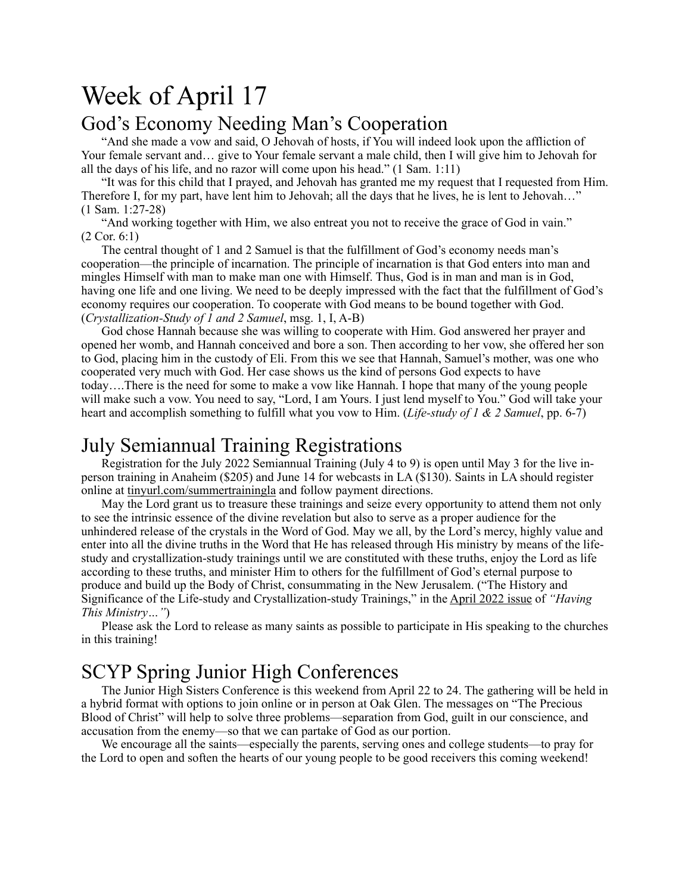# Week of April 17

## God's Economy Needing Man's Cooperation

"And she made a vow and said, O Jehovah of hosts, if You will indeed look upon the affliction of Your female servant and… give to Your female servant a male child, then I will give him to Jehovah for all the days of his life, and no razor will come upon his head." (1 Sam. 1:11)

"It was for this child that I prayed, and Jehovah has granted me my request that I requested from Him. Therefore I, for my part, have lent him to Jehovah; all the days that he lives, he is lent to Jehovah…" (1 Sam. 1:27-28)

"And working together with Him, we also entreat you not to receive the grace of God in vain." (2 Cor. 6:1)

The central thought of 1 and 2 Samuel is that the fulfillment of God's economy needs man's cooperation—the principle of incarnation. The principle of incarnation is that God enters into man and mingles Himself with man to make man one with Himself. Thus, God is in man and man is in God, having one life and one living. We need to be deeply impressed with the fact that the fulfillment of God's economy requires our cooperation. To cooperate with God means to be bound together with God. (*Crystallization-Study of 1 and 2 Samuel*, msg. 1, I, A-B)

God chose Hannah because she was willing to cooperate with Him. God answered her prayer and opened her womb, and Hannah conceived and bore a son. Then according to her vow, she offered her son to God, placing him in the custody of Eli. From this we see that Hannah, Samuel's mother, was one who cooperated very much with God. Her case shows us the kind of persons God expects to have today….There is the need for some to make a vow like Hannah. I hope that many of the young people will make such a vow. You need to say, "Lord, I am Yours. I just lend myself to You." God will take your heart and accomplish something to fulfill what you vow to Him. (*Life-study of 1 & 2 Samuel*, pp. 6-7)

## July Semiannual Training Registrations

Registration for the July 2022 Semiannual Training (July 4 to 9) is open until May 3 for the live in-person training in Anaheim ($205) and June 14 for webcasts in LA ($130). Saints in LA should register online at tinyurl.com/summertrainingla and follow payment directions.

May the Lord grant us to treasure these trainings and seize every opportunity to attend them not only to see the intrinsic essence of the divine revelation but also to serve as a proper audience for the unhindered release of the crystals in the Word of God. May we all, by the Lord's mercy, highly value and enter into all the divine truths in the Word that He has released through His ministry by means of the life-study and crystallization-study trainings until we are constituted with these truths, enjoy the Lord as life according to these truths, and minister Him to others for the fulfillment of God's eternal purpose to produce and build up the Body of Christ, consummating in the New Jerusalem. ("The History and Significance of the Life-study and Crystallization-study Trainings," in the April 2022 issue of *"Having This Ministry…"*)

Please ask the Lord to release as many saints as possible to participate in His speaking to the churches in this training!

## SCYP Spring Junior High Conferences

The Junior High Sisters Conference is this weekend from April 22 to 24. The gathering will be held in a hybrid format with options to join online or in person at Oak Glen. The messages on "The Precious Blood of Christ" will help to solve three problems—separation from God, guilt in our conscience, and accusation from the enemy—so that we can partake of God as our portion.

We encourage all the saints—especially the parents, serving ones and college students—to pray for the Lord to open and soften the hearts of our young people to be good receivers this coming weekend!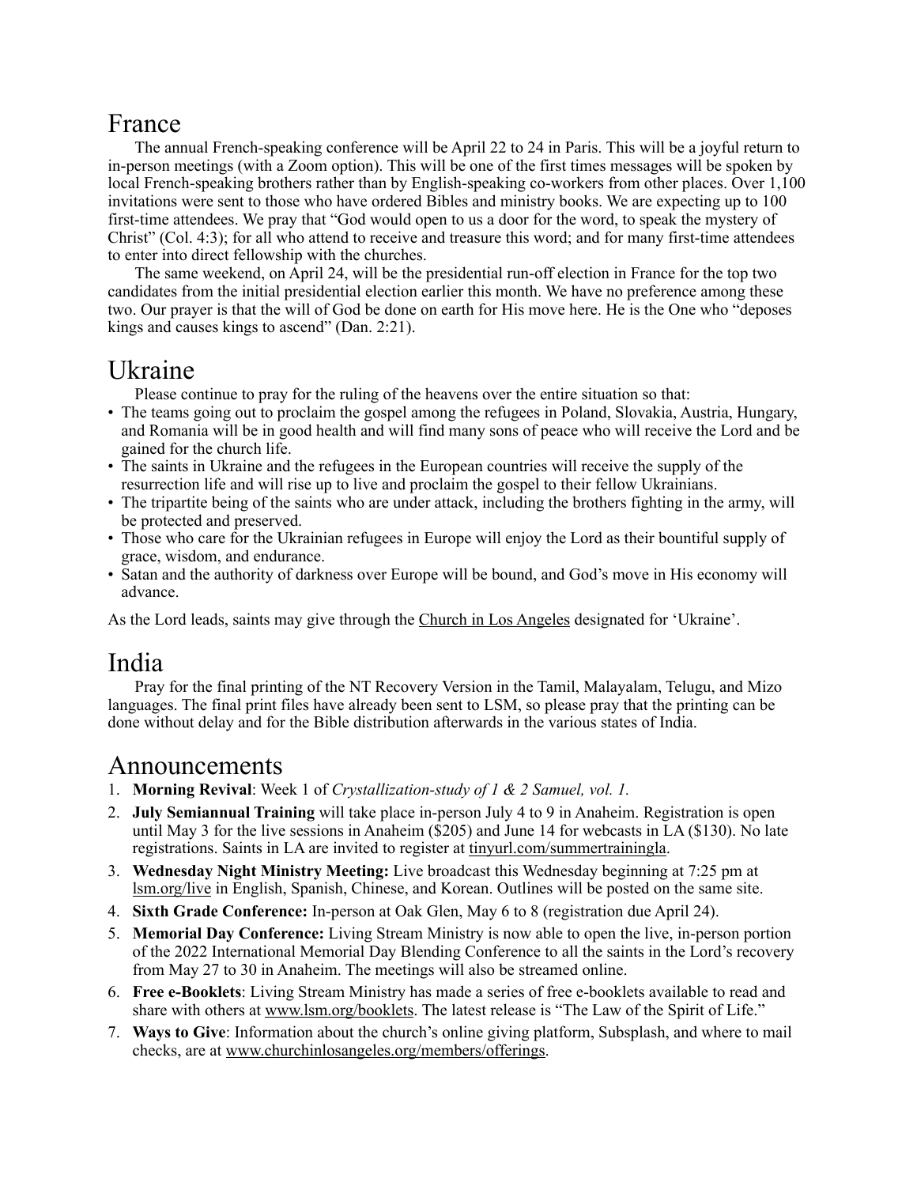## France

The annual French-speaking conference will be April 22 to 24 in Paris. This will be a joyful return to in-person meetings (with a Zoom option). This will be one of the first times messages will be spoken by local French-speaking brothers rather than by English-speaking co-workers from other places. Over 1,100 invitations were sent to those who have ordered Bibles and ministry books. We are expecting up to 100 first-time attendees. We pray that "God would open to us a door for the word, to speak the mystery of Christ" (Col. 4:3); for all who attend to receive and treasure this word; and for many first-time attendees to enter into direct fellowship with the churches.

The same weekend, on April 24, will be the presidential run-off election in France for the top two candidates from the initial presidential election earlier this month. We have no preference among these two. Our prayer is that the will of God be done on earth for His move here. He is the One who "deposes kings and causes kings to ascend" (Dan. 2:21).

## Ukraine

Please continue to pray for the ruling of the heavens over the entire situation so that:

- The teams going out to proclaim the gospel among the refugees in Poland, Slovakia, Austria, Hungary, and Romania will be in good health and will find many sons of peace who will receive the Lord and be gained for the church life.
- The saints in Ukraine and the refugees in the European countries will receive the supply of the resurrection life and will rise up to live and proclaim the gospel to their fellow Ukrainians.
- The tripartite being of the saints who are under attack, including the brothers fighting in the army, will be protected and preserved.
- Those who care for the Ukrainian refugees in Europe will enjoy the Lord as their bountiful supply of grace, wisdom, and endurance.
- Satan and the authority of darkness over Europe will be bound, and God's move in His economy will advance.

As the Lord leads, saints may give through the Church in Los Angeles designated for 'Ukraine'.

## India

Pray for the final printing of the NT Recovery Version in the Tamil, Malayalam, Telugu, and Mizo languages. The final print files have already been sent to LSM, so please pray that the printing can be done without delay and for the Bible distribution afterwards in the various states of India.

## Announcements

1. **Morning Revival**: Week 1 of *Crystallization-study of 1 & 2 Samuel, vol. 1.*
2. **July Semiannual Training** will take place in-person July 4 to 9 in Anaheim. Registration is open until May 3 for the live sessions in Anaheim ($205) and June 14 for webcasts in LA ($130). No late registrations. Saints in LA are invited to register at tinyurl.com/summertrainingla.
3. **Wednesday Night Ministry Meeting:** Live broadcast this Wednesday beginning at 7:25 pm at lsm.org/live in English, Spanish, Chinese, and Korean. Outlines will be posted on the same site.
4. **Sixth Grade Conference:** In-person at Oak Glen, May 6 to 8 (registration due April 24).
5. **Memorial Day Conference:** Living Stream Ministry is now able to open the live, in-person portion of the 2022 International Memorial Day Blending Conference to all the saints in the Lord's recovery from May 27 to 30 in Anaheim. The meetings will also be streamed online.
6. **Free e-Booklets**: Living Stream Ministry has made a series of free e-booklets available to read and share with others at www.lsm.org/booklets. The latest release is "The Law of the Spirit of Life."
7. **Ways to Give**: Information about the church's online giving platform, Subsplash, and where to mail checks, are at www.churchinlosangeles.org/members/offerings.